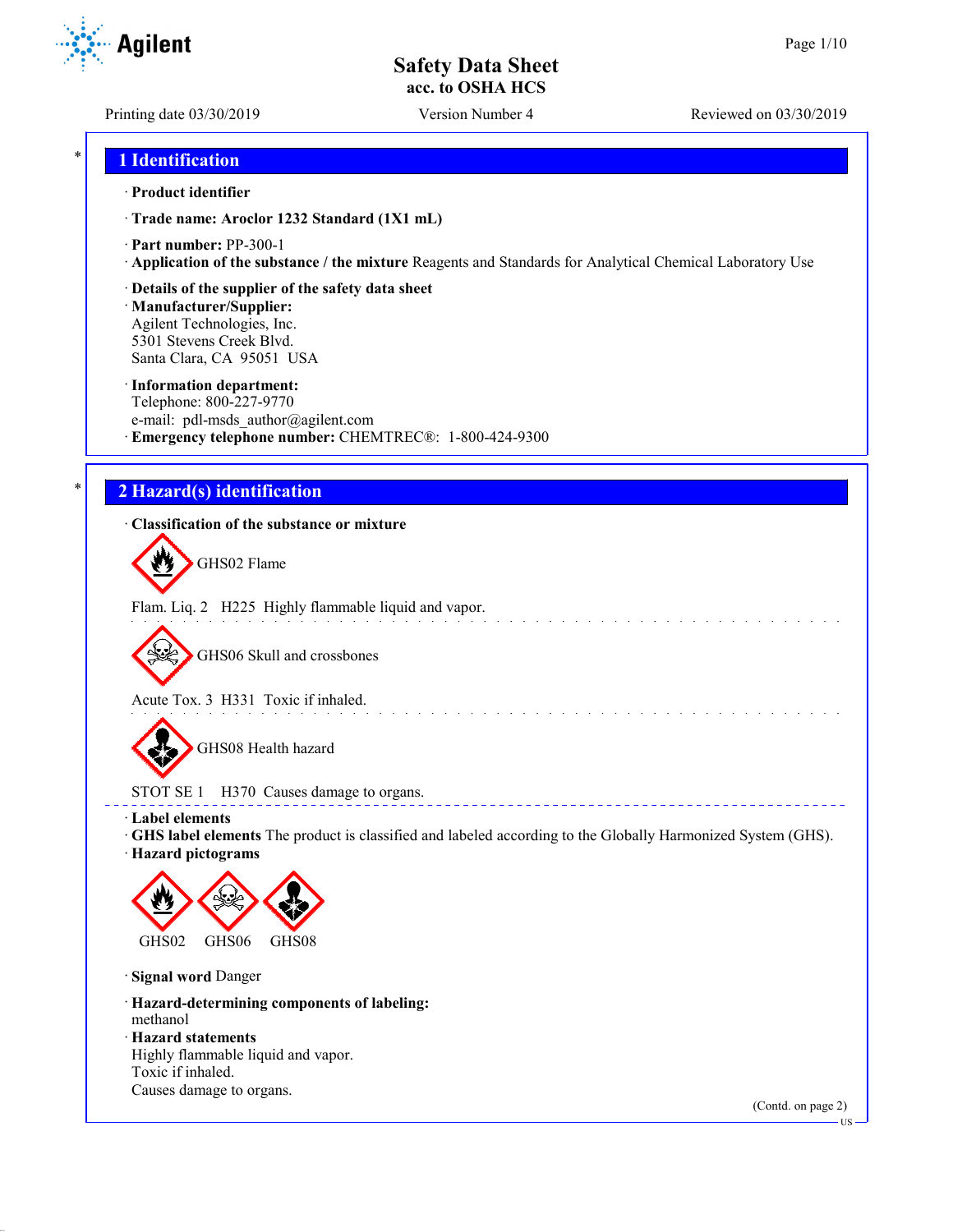# Safety Data Sheet
## acc. to OSHA HCS

Printing date 03/30/2019 | Version Number 4 | Reviewed on 03/30/2019

## 1 Identification

· **Product identifier**

· **Trade name: Aroclor 1232 Standard (1X1 mL)**

· **Part number:** PP-300-1

· **Application of the substance / the mixture** Reagents and Standards for Analytical Chemical Laboratory Use

· **Details of the supplier of the safety data sheet**

· **Manufacturer/Supplier:**
Agilent Technologies, Inc.
5301 Stevens Creek Blvd.
Santa Clara, CA 95051 USA

· **Information department:**
Telephone: 800-227-9770
e-mail: pdl-msds_author@agilent.com

· **Emergency telephone number:** CHEMTREC®: 1-800-424-9300

## 2 Hazard(s) identification

· **Classification of the substance or mixture**

GHS02 Flame

Flam. Liq. 2 H225 Highly flammable liquid and vapor.

GHS06 Skull and crossbones

Acute Tox. 3 H331 Toxic if inhaled.

GHS08 Health hazard

STOT SE 1 H370 Causes damage to organs.

· **Label elements**

· **GHS label elements** The product is classified and labeled according to the Globally Harmonized System (GHS).

· **Hazard pictograms**

GHS02 GHS06 GHS08

· **Signal word** Danger

· **Hazard-determining components of labeling:**
methanol

· **Hazard statements**
Highly flammable liquid and vapor.
Toxic if inhaled.
Causes damage to organs.

(Contd. on page 2)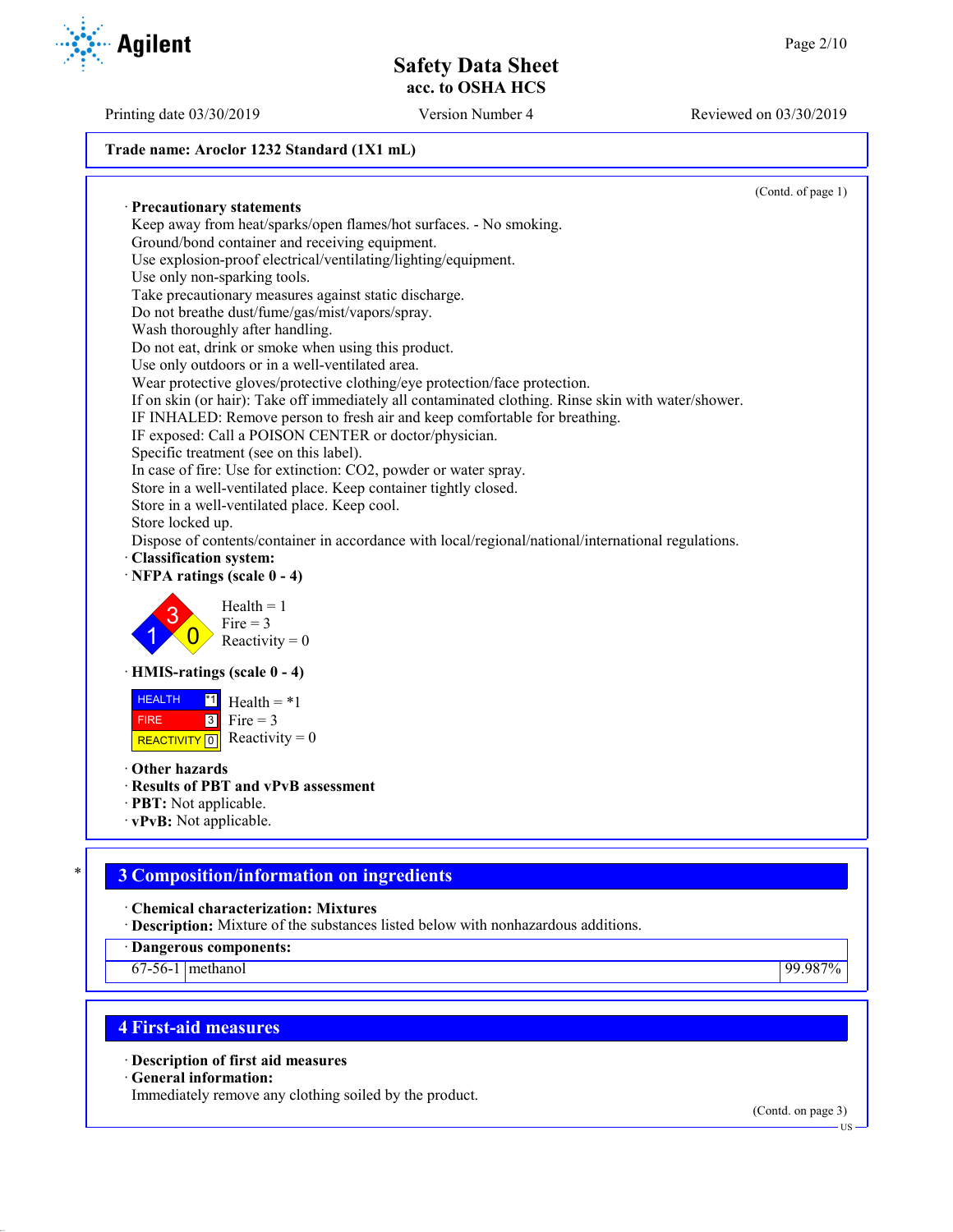**Trade name: Aroclor 1232 Standard (1X1 mL)**

(Contd. of page 1)

· **Precautionary statements**

Keep away from heat/sparks/open flames/hot surfaces. - No smoking.
Ground/bond container and receiving equipment.
Use explosion-proof electrical/ventilating/lighting/equipment.
Use only non-sparking tools.
Take precautionary measures against static discharge.
Do not breathe dust/fume/gas/mist/vapors/spray.
Wash thoroughly after handling.
Do not eat, drink or smoke when using this product.
Use only outdoors or in a well-ventilated area.
Wear protective gloves/protective clothing/eye protection/face protection.
If on skin (or hair): Take off immediately all contaminated clothing. Rinse skin with water/shower.
IF INHALED: Remove person to fresh air and keep comfortable for breathing.
IF exposed: Call a POISON CENTER or doctor/physician.
Specific treatment (see on this label).
In case of fire: Use for extinction: $CO_2$, powder or water spray.
Store in a well-ventilated place. Keep container tightly closed.
Store in a well-ventilated place. Keep cool.
Store locked up.
Dispose of contents/container in accordance with local/regional/national/international regulations.

· **Classification system:**

· **NFPA ratings (scale 0 - 4)**

Health = 1
Fire = 3
Reactivity = 0

· **HMIS-ratings (scale 0 - 4)**

| | |
|---|---|
| HEALTH | *1 |
| FIRE | 3 |
| REACTIVITY | 0 |

Health = *1
Fire = 3
Reactivity = 0

· **Other hazards**
· **Results of PBT and vPvB assessment**
· **PBT:** Not applicable.
· **vPvB:** Not applicable.

## 3 Composition/information on ingredients

· **Chemical characterization: Mixtures**
· **Description:** Mixture of the substances listed below with nonhazardous additions.

· **Dangerous components:**

| | | |
|---|---|---|
| 67-56-1 | methanol | 99.987% |

## 4 First-aid measures

· **Description of first aid measures**
· **General information:**
Immediately remove any clothing soiled by the product.

(Contd. on page 3)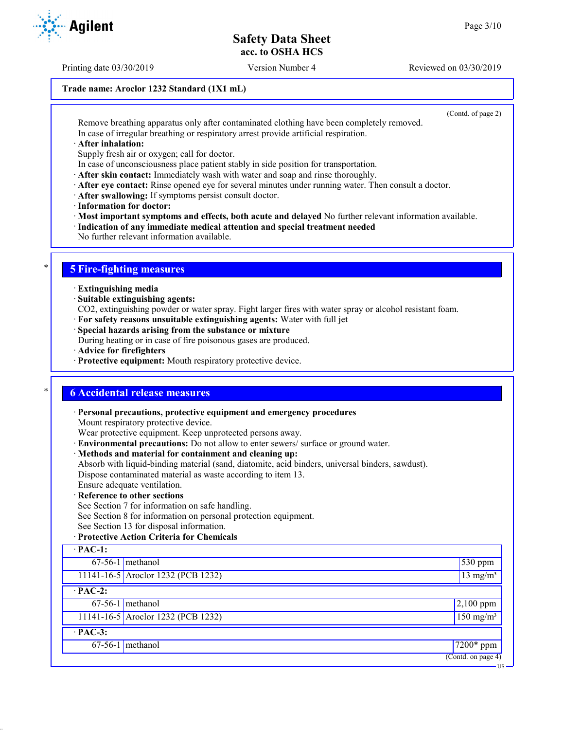Trade name: Aroclor 1232 Standard (1X1 mL)

(Contd. of page 2)

Remove breathing apparatus only after contaminated clothing have been completely removed.
In case of irregular breathing or respiratory arrest provide artificial respiration.

· **After inhalation:**
Supply fresh air or oxygen; call for doctor.
In case of unconsciousness place patient stably in side position for transportation.
· **After skin contact:** Immediately wash with water and soap and rinse thoroughly.
· **After eye contact:** Rinse opened eye for several minutes under running water. Then consult a doctor.
· **After swallowing:** If symptoms persist consult doctor.
· **Information for doctor:**
· **Most important symptoms and effects, both acute and delayed** No further relevant information available.
· **Indication of any immediate medical attention and special treatment needed**
No further relevant information available.

## 5 Fire-fighting measures

· **Extinguishing media**
· **Suitable extinguishing agents:**
$CO_2$, extinguishing powder or water spray. Fight larger fires with water spray or alcohol resistant foam.
· **For safety reasons unsuitable extinguishing agents:** Water with full jet
· **Special hazards arising from the substance or mixture**
During heating or in case of fire poisonous gases are produced.
· **Advice for firefighters**
· **Protective equipment:** Mouth respiratory protective device.

## 6 Accidental release measures

· **Personal precautions, protective equipment and emergency procedures**
Mount respiratory protective device.
Wear protective equipment. Keep unprotected persons away.
· **Environmental precautions:** Do not allow to enter sewers/ surface or ground water.
· **Methods and material for containment and cleaning up:**
Absorb with liquid-binding material (sand, diatomite, acid binders, universal binders, sawdust).
Dispose contaminated material as waste according to item 13.
Ensure adequate ventilation.
· **Reference to other sections**
See Section 7 for information on safe handling.
See Section 8 for information on personal protection equipment.
See Section 13 for disposal information.
· **Protective Action Criteria for Chemicals**

| · **PAC-1:** | | |
|---|---|---|
| 67-56-1 | methanol | 530 ppm |
| 11141-16-5 | Aroclor 1232 (PCB 1232) | 13 mg/m³ |
| · **PAC-2:** | | |
| 67-56-1 | methanol | 2,100 ppm |
| 11141-16-5 | Aroclor 1232 (PCB 1232) | 150 mg/m³ |
| · **PAC-3:** | | |
| 67-56-1 | methanol | 7200* ppm |

(Contd. on page 4)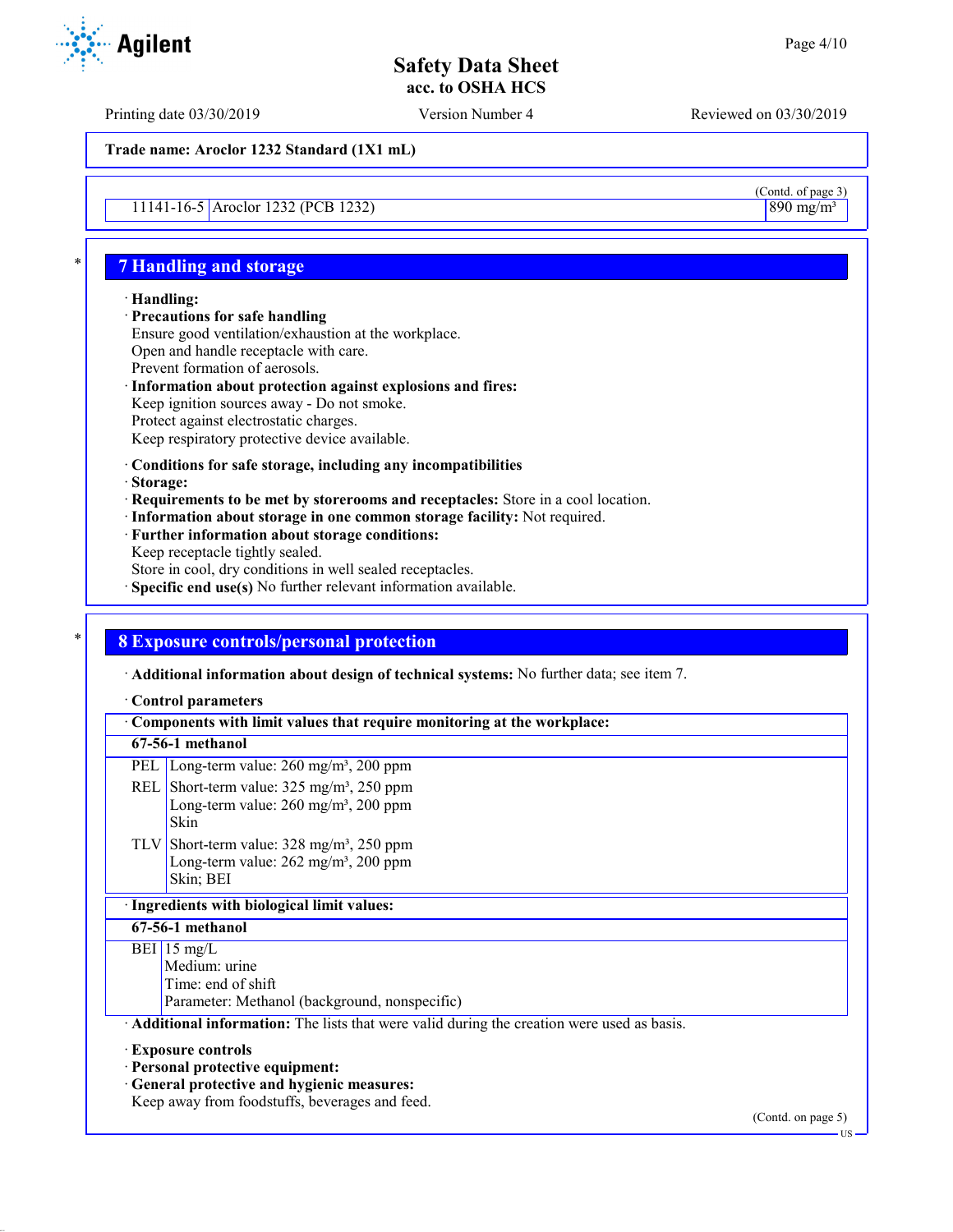Trade name: Aroclor 1232 Standard (1X1 mL)

(Contd. of page 3)

| | | |
|---|---|---|
| 11141-16-5 | Aroclor 1232 (PCB 1232) | 890 mg/m³ |

## 7 Handling and storage

· **Handling:**
· **Precautions for safe handling**
Ensure good ventilation/exhaustion at the workplace.
Open and handle receptacle with care.
Prevent formation of aerosols.
· **Information about protection against explosions and fires:**
Keep ignition sources away - Do not smoke.
Protect against electrostatic charges.
Keep respiratory protective device available.

· **Conditions for safe storage, including any incompatibilities**
· **Storage:**
· **Requirements to be met by storerooms and receptacles:** Store in a cool location.
· **Information about storage in one common storage facility:** Not required.
· **Further information about storage conditions:**
Keep receptacle tightly sealed.
Store in cool, dry conditions in well sealed receptacles.
· **Specific end use(s)** No further relevant information available.

## 8 Exposure controls/personal protection

· **Additional information about design of technical systems:** No further data; see item 7.

· **Control parameters**

| · Components with limit values that require monitoring at the workplace: | |
|---|---|
| **67-56-1 methanol** | |
| PEL | Long-term value: 260 mg/m³, 200 ppm |
| REL | Short-term value: 325 mg/m³, 250 ppm<br>Long-term value: 260 mg/m³, 200 ppm<br>Skin |
| TLV | Short-term value: 328 mg/m³, 250 ppm<br>Long-term value: 262 mg/m³, 200 ppm<br>Skin; BEI |

| · Ingredients with biological limit values: | |
|---|---|
| **67-56-1 methanol** | |
| BEI | 15 mg/L<br>Medium: urine<br>Time: end of shift<br>Parameter: Methanol (background, nonspecific) |

· **Additional information:** The lists that were valid during the creation were used as basis.

· **Exposure controls**
· **Personal protective equipment:**
· **General protective and hygienic measures:**
Keep away from foodstuffs, beverages and feed.

(Contd. on page 5)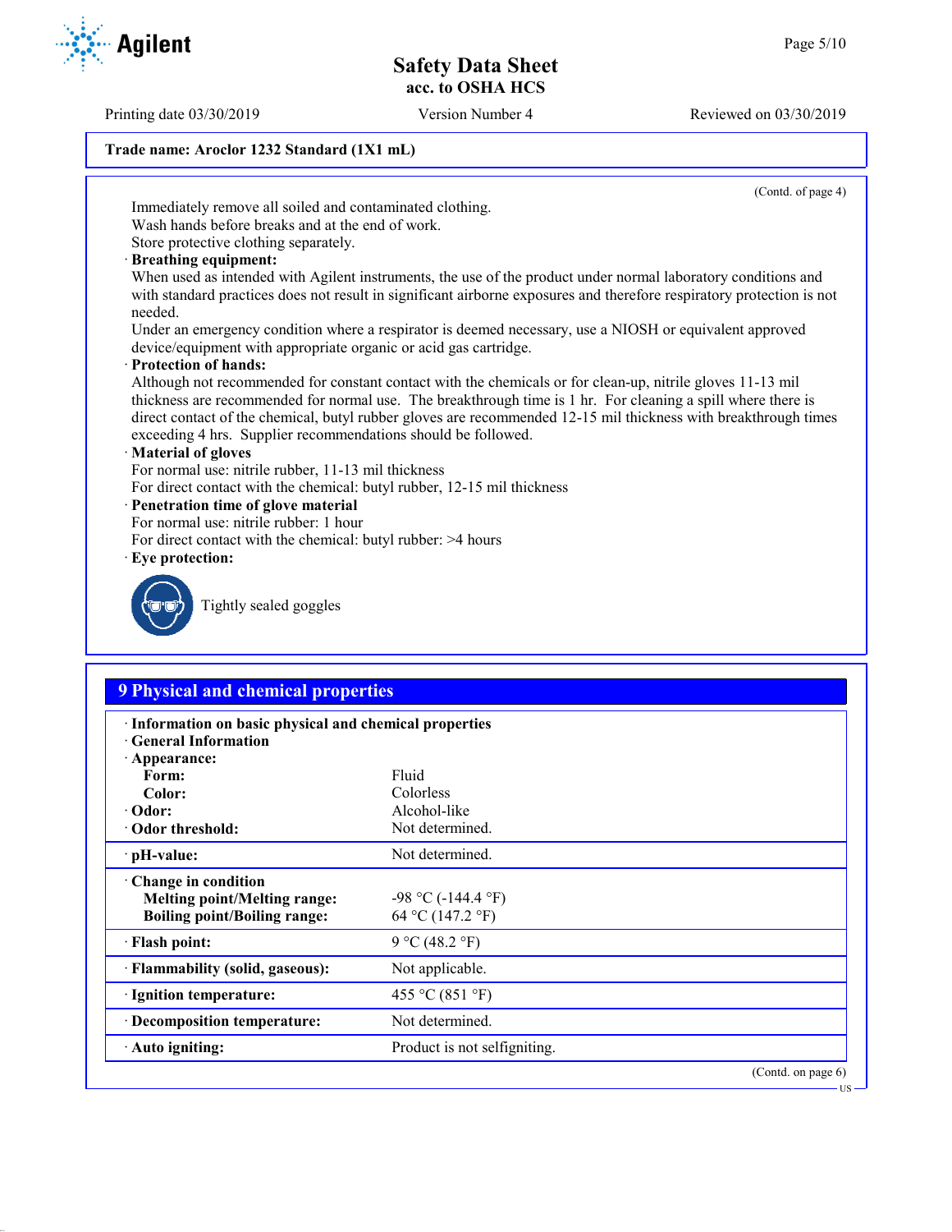Trade name: Aroclor 1232 Standard (1X1 mL)

(Contd. of page 4)

Immediately remove all soiled and contaminated clothing.
Wash hands before breaks and at the end of work.
Store protective clothing separately.

· **Breathing equipment:**
When used as intended with Agilent instruments, the use of the product under normal laboratory conditions and with standard practices does not result in significant airborne exposures and therefore respiratory protection is not needed.
Under an emergency condition where a respirator is deemed necessary, use a NIOSH or equivalent approved device/equipment with appropriate organic or acid gas cartridge.

· **Protection of hands:**
Although not recommended for constant contact with the chemicals or for clean-up, nitrile gloves 11-13 mil thickness are recommended for normal use. The breakthrough time is 1 hr. For cleaning a spill where there is direct contact of the chemical, butyl rubber gloves are recommended 12-15 mil thickness with breakthrough times exceeding 4 hrs. Supplier recommendations should be followed.

· **Material of gloves**
For normal use: nitrile rubber, 11-13 mil thickness
For direct contact with the chemical: butyl rubber, 12-15 mil thickness

· **Penetration time of glove material**
For normal use: nitrile rubber: 1 hour
For direct contact with the chemical: butyl rubber: >4 hours

· **Eye protection:**

Tightly sealed goggles

## 9 Physical and chemical properties

· **Information on basic physical and chemical properties**
· **General Information**

| | |
|---|---|
| · **Appearance:** | |
| **Form:** | Fluid |
| **Color:** | Colorless |
| · **Odor:** | Alcohol-like |
| · **Odor threshold:** | Not determined. |
| · **pH-value:** | Not determined. |
| · **Change in condition** | |
| **Melting point/Melting range:** | -98 °C (-144.4 °F) |
| **Boiling point/Boiling range:** | 64 °C (147.2 °F) |
| · **Flash point:** | 9 °C (48.2 °F) |
| · **Flammability (solid, gaseous):** | Not applicable. |
| · **Ignition temperature:** | 455 °C (851 °F) |
| · **Decomposition temperature:** | Not determined. |
| · **Auto igniting:** | Product is not selfigniting. |

(Contd. on page 6)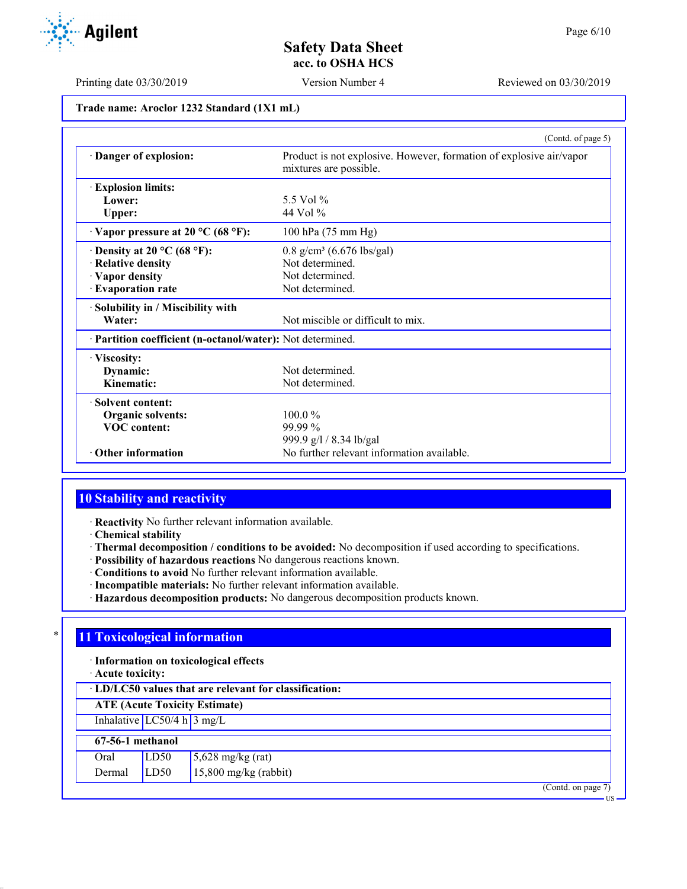# Safety Data Sheet
## acc. to OSHA HCS

Printing date 03/30/2019 | Version Number 4 | Reviewed on 03/30/2019

**Trade name: Aroclor 1232 Standard (1X1 mL)**

(Contd. of page 5)

| | |
|---|---|
| · **Danger of explosion:** | Product is not explosive. However, formation of explosive air/vapor mixtures are possible. |
| · **Explosion limits:** | |
| **Lower:** | 5.5 Vol % |
| **Upper:** | 44 Vol % |
| · **Vapor pressure at 20 °C (68 °F):** | 100 hPa (75 mm Hg) |
| · **Density at 20 °C (68 °F):** | 0.8 g/cm³ (6.676 lbs/gal) |
| · **Relative density** | Not determined. |
| · **Vapor density** | Not determined. |
| · **Evaporation rate** | Not determined. |
| · **Solubility in / Miscibility with** | |
| **Water:** | Not miscible or difficult to mix. |
| · **Partition coefficient (n-octanol/water):** | Not determined. |
| · **Viscosity:** | |
| **Dynamic:** | Not determined. |
| **Kinematic:** | Not determined. |
| · **Solvent content:** | |
| **Organic solvents:** | 100.0 % |
| **VOC content:** | 99.99 % |
| | 999.9 g/l / 8.34 lb/gal |
| · **Other information** | No further relevant information available. |

## 10 Stability and reactivity

· **Reactivity** No further relevant information available.
· **Chemical stability**
· **Thermal decomposition / conditions to be avoided:** No decomposition if used according to specifications.
· **Possibility of hazardous reactions** No dangerous reactions known.
· **Conditions to avoid** No further relevant information available.
· **Incompatible materials:** No further relevant information available.
· **Hazardous decomposition products:** No dangerous decomposition products known.

## * 11 Toxicological information

· **Information on toxicological effects**
· **Acute toxicity:**

| · **LD/LC50 values that are relevant for classification:** | | |
|---|---|---|
| **ATE (Acute Toxicity Estimate)** | | |
| Inhalative | LC50/4 h | 3 mg/L |
| **67-56-1 methanol** | | |
| Oral | LD50 | 5,628 mg/kg (rat) |
| Dermal | LD50 | 15,800 mg/kg (rabbit) |

(Contd. on page 7)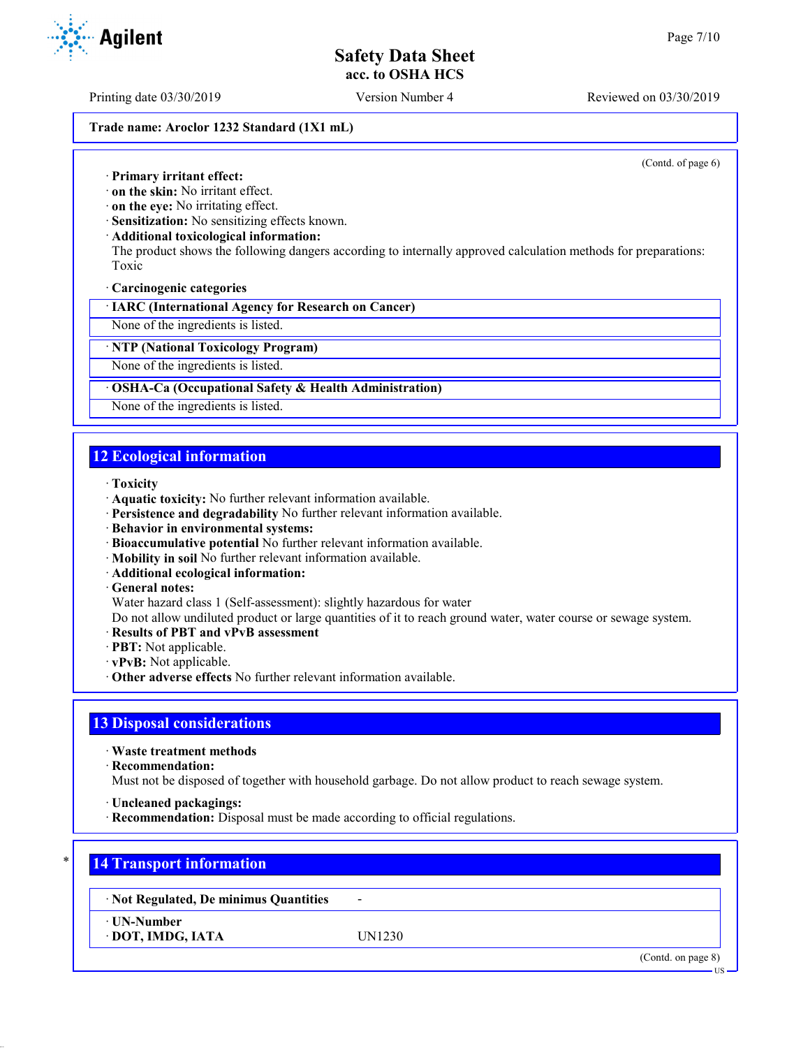Trade name: Aroclor 1232 Standard (1X1 mL)

(Contd. of page 6)

· **Primary irritant effect:**
· **on the skin:** No irritant effect.
· **on the eye:** No irritating effect.
· **Sensitization:** No sensitizing effects known.
· **Additional toxicological information:**
The product shows the following dangers according to internally approved calculation methods for preparations:
Toxic

· **Carcinogenic categories**

| · IARC (International Agency for Research on Cancer) |
|---|
| None of the ingredients is listed. |

| · NTP (National Toxicology Program) |
|---|
| None of the ingredients is listed. |

| · OSHA-Ca (Occupational Safety & Health Administration) |
|---|
| None of the ingredients is listed. |

## 12 Ecological information

· **Toxicity**
· **Aquatic toxicity:** No further relevant information available.
· **Persistence and degradability** No further relevant information available.
· **Behavior in environmental systems:**
· **Bioaccumulative potential** No further relevant information available.
· **Mobility in soil** No further relevant information available.
· **Additional ecological information:**
· **General notes:**
Water hazard class 1 (Self-assessment): slightly hazardous for water
Do not allow undiluted product or large quantities of it to reach ground water, water course or sewage system.
· **Results of PBT and vPvB assessment**
· **PBT:** Not applicable.
· **vPvB:** Not applicable.
· **Other adverse effects** No further relevant information available.

## 13 Disposal considerations

· **Waste treatment methods**
· **Recommendation:**
Must not be disposed of together with household garbage. Do not allow product to reach sewage system.

· **Uncleaned packagings:**
· **Recommendation:** Disposal must be made according to official regulations.

## * 14 Transport information

| · Not Regulated, De minimus Quantities | - |
|---|---|
| · UN-Number<br>· DOT, IMDG, IATA | UN1230 |

(Contd. on page 8)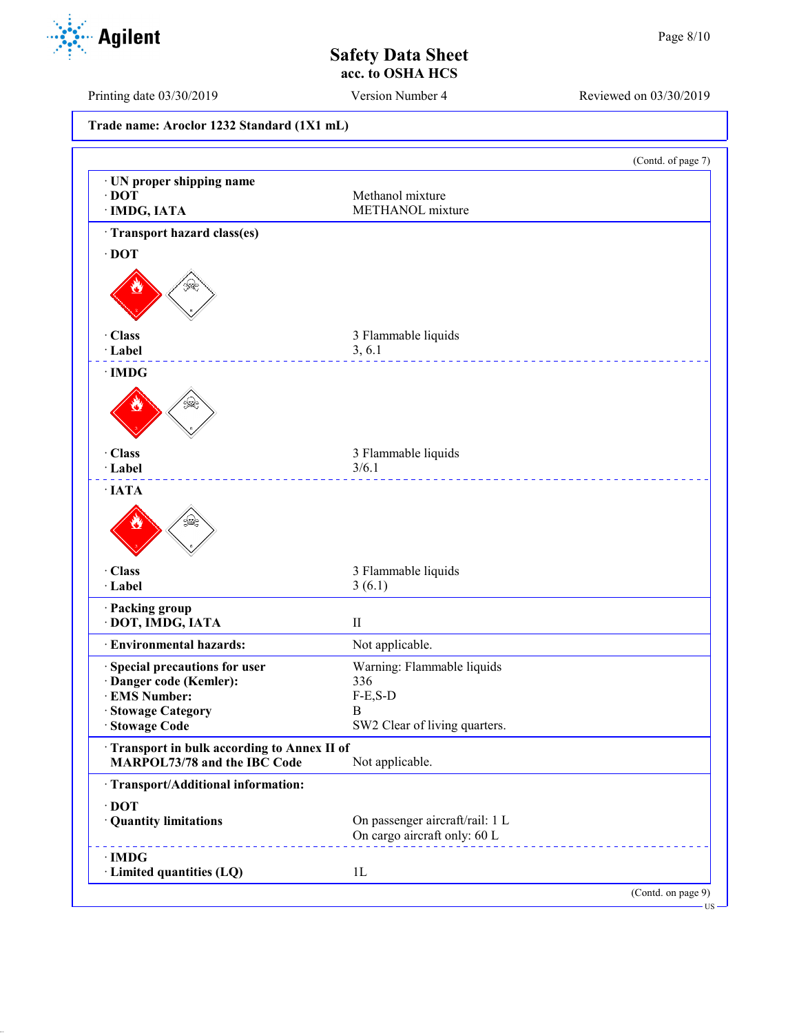**Trade name: Aroclor 1232 Standard (1X1 mL)**

(Contd. of page 7)

| | |
|---|---|
| · **UN proper shipping name** | |
| · **DOT** | Methanol mixture |
| · **IMDG, IATA** | METHANOL mixture |

· **Transport hazard class(es)**

· **DOT**

| | |
|---|---|
| · **Class** | 3 Flammable liquids |
| · **Label** | 3, 6.1 |

· **IMDG**

| | |
|---|---|
| · **Class** | 3 Flammable liquids |
| · **Label** | 3/6.1 |

· **IATA**

| | |
|---|---|
| · **Class** | 3 Flammable liquids |
| · **Label** | 3 (6.1) |

| | |
|---|---|
| · **Packing group** | |
| · **DOT, IMDG, IATA** | II |
| · **Environmental hazards:** | Not applicable. |
| · **Special precautions for user** | Warning: Flammable liquids |
| · **Danger code (Kemler):** | 336 |
| · **EMS Number:** | F-E,S-D |
| · **Stowage Category** | B |
| · **Stowage Code** | SW2 Clear of living quarters. |
| · **Transport in bulk according to Annex II of MARPOL73/78 and the IBC Code** | Not applicable. |

· **Transport/Additional information:**

· **DOT**

| | |
|---|---|
| · **Quantity limitations** | On passenger aircraft/rail: 1 L<br>On cargo aircraft only: 60 L |

· **IMDG**

| | |
|---|---|
| · **Limited quantities (LQ)** | 1L |

(Contd. on page 9)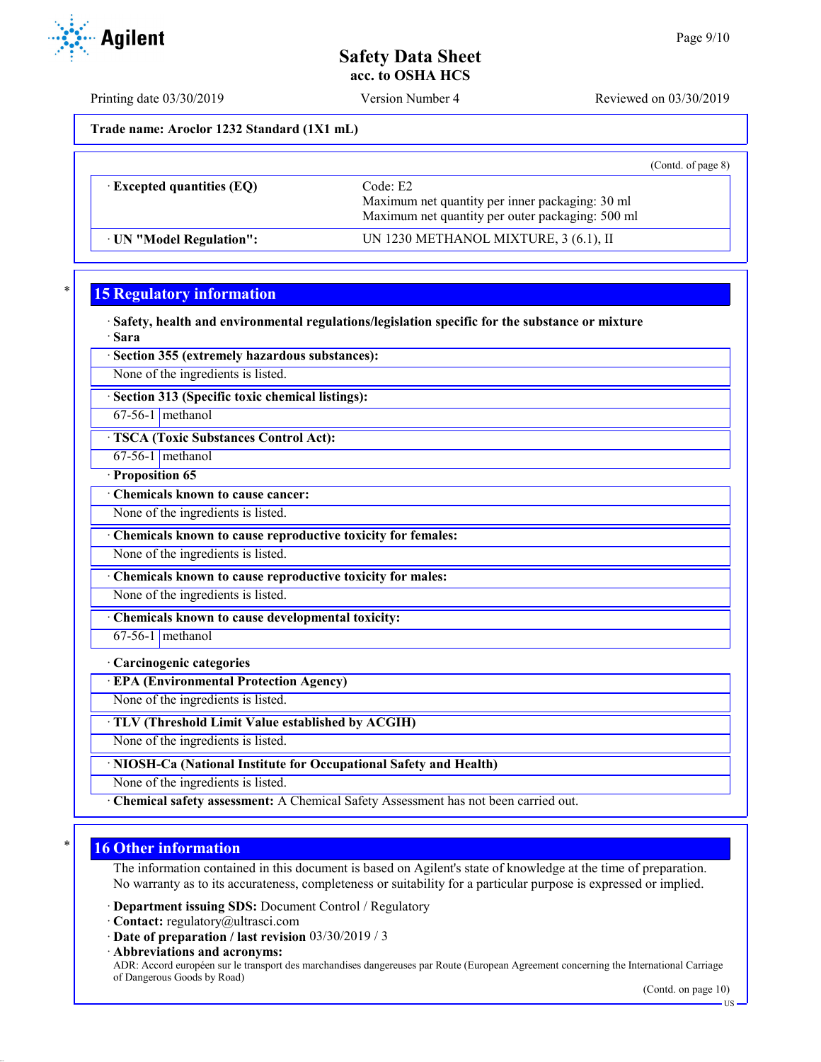**Trade name: Aroclor 1232 Standard (1X1 mL)**

(Contd. of page 8)

| | |
|---|---|
| · **Excepted quantities (EQ)** | Code: E2<br>Maximum net quantity per inner packaging: 30 ml<br>Maximum net quantity per outer packaging: 500 ml |
| · **UN "Model Regulation":** | UN 1230 METHANOL MIXTURE, 3 (6.1), II |

## 15 Regulatory information

· **Safety, health and environmental regulations/legislation specific for the substance or mixture**

· **Sara**

· **Section 355 (extremely hazardous substances):**

None of the ingredients is listed.

· **Section 313 (Specific toxic chemical listings):**

| | |
|---|---|
| 67-56-1 | methanol |

· **TSCA (Toxic Substances Control Act):**

| | |
|---|---|
| 67-56-1 | methanol |

· **Proposition 65**

· **Chemicals known to cause cancer:**

None of the ingredients is listed.

· **Chemicals known to cause reproductive toxicity for females:**

None of the ingredients is listed.

· **Chemicals known to cause reproductive toxicity for males:**

None of the ingredients is listed.

· **Chemicals known to cause developmental toxicity:**

| | |
|---|---|
| 67-56-1 | methanol |

· **Carcinogenic categories**

· **EPA (Environmental Protection Agency)**

None of the ingredients is listed.

· **TLV (Threshold Limit Value established by ACGIH)**

None of the ingredients is listed.

· **NIOSH-Ca (National Institute for Occupational Safety and Health)**

None of the ingredients is listed.

· **Chemical safety assessment:** A Chemical Safety Assessment has not been carried out.

## 16 Other information

The information contained in this document is based on Agilent's state of knowledge at the time of preparation. No warranty as to its accurateness, completeness or suitability for a particular purpose is expressed or implied.

· **Department issuing SDS:** Document Control / Regulatory

· **Contact:** regulatory@ultrasci.com

· **Date of preparation / last revision** 03/30/2019 / 3

· **Abbreviations and acronyms:**

ADR: Accord européen sur le transport des marchandises dangereuses par Route (European Agreement concerning the International Carriage of Dangerous Goods by Road)

(Contd. on page 10)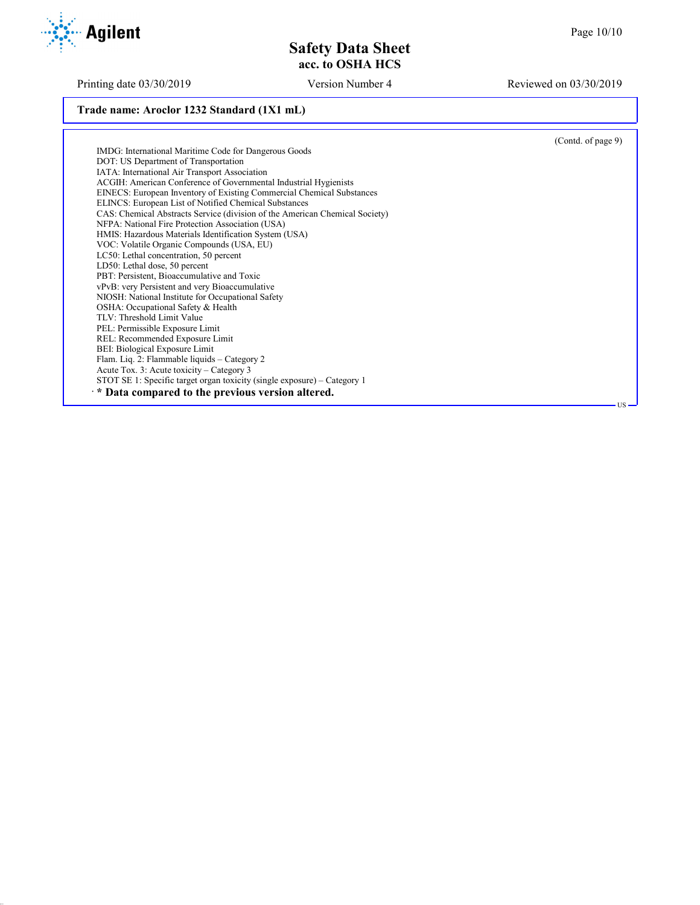**Trade name: Aroclor 1232 Standard (1X1 mL)**

(Contd. of page 9)

IMDG: International Maritime Code for Dangerous Goods
DOT: US Department of Transportation
IATA: International Air Transport Association
ACGIH: American Conference of Governmental Industrial Hygienists
EINECS: European Inventory of Existing Commercial Chemical Substances
ELINCS: European List of Notified Chemical Substances
CAS: Chemical Abstracts Service (division of the American Chemical Society)
NFPA: National Fire Protection Association (USA)
HMIS: Hazardous Materials Identification System (USA)
VOC: Volatile Organic Compounds (USA, EU)
LC50: Lethal concentration, 50 percent
LD50: Lethal dose, 50 percent
PBT: Persistent, Bioaccumulative and Toxic
vPvB: very Persistent and very Bioaccumulative
NIOSH: National Institute for Occupational Safety
OSHA: Occupational Safety & Health
TLV: Threshold Limit Value
PEL: Permissible Exposure Limit
REL: Recommended Exposure Limit
BEI: Biological Exposure Limit
Flam. Liq. 2: Flammable liquids – Category 2
Acute Tox. 3: Acute toxicity – Category 3
STOT SE 1: Specific target organ toxicity (single exposure) – Category 1

· **\* Data compared to the previous version altered.**

US